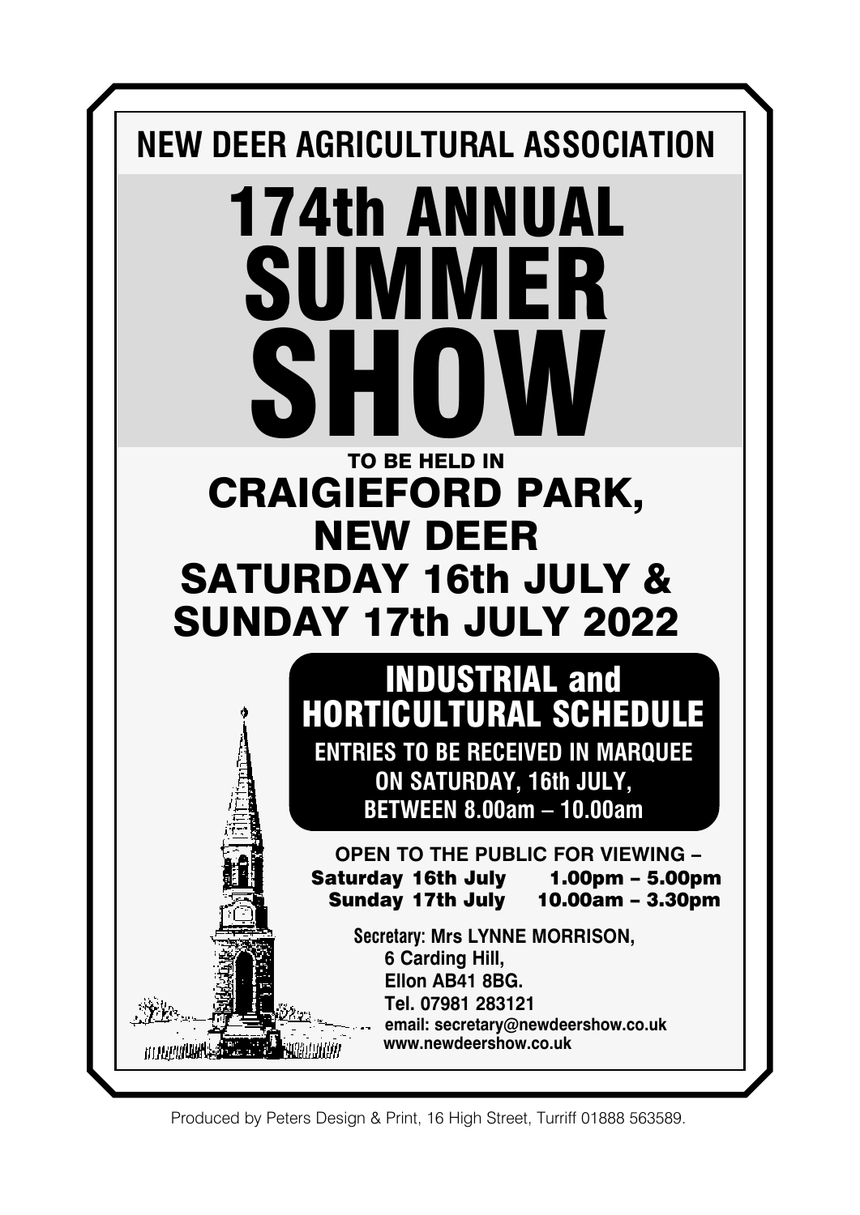## NEW DEER AGRICULTURAL ASSOCIATION

# 174th ANNUAL SUMMER SHOW

TO BE HELD IN

## CRAIGIEFORD PARK, NEW DEER

## SATURDAY 16th JULY & SUNDAY 17th JULY 2022

## INDUSTRIAL and HORTICULTURAL SCHEDULE

**ENTRIES TO BE RECEIVED IN MARQUEE ON SATURDAY, 16th JULY, BETWEEN 8.00am – 10.00am**

**OPEN TO THE PUBLIC FOR VIEWING –**

**Saturday 16th July 1.00pm – 5.00pm**

**Sunday 17th July 10.00am – 3.30pm**

**Secretary: Mrs LYNNE MORRISON,**
**6 Carding Hill,**
**Ellon AB41 8BG.**
**Tel. 07981 283121**
**email: secretary@newdeershow.co.uk**
**www.newdeershow.co.uk**

Produced by Peters Design & Print, 16 High Street, Turriff 01888 563589.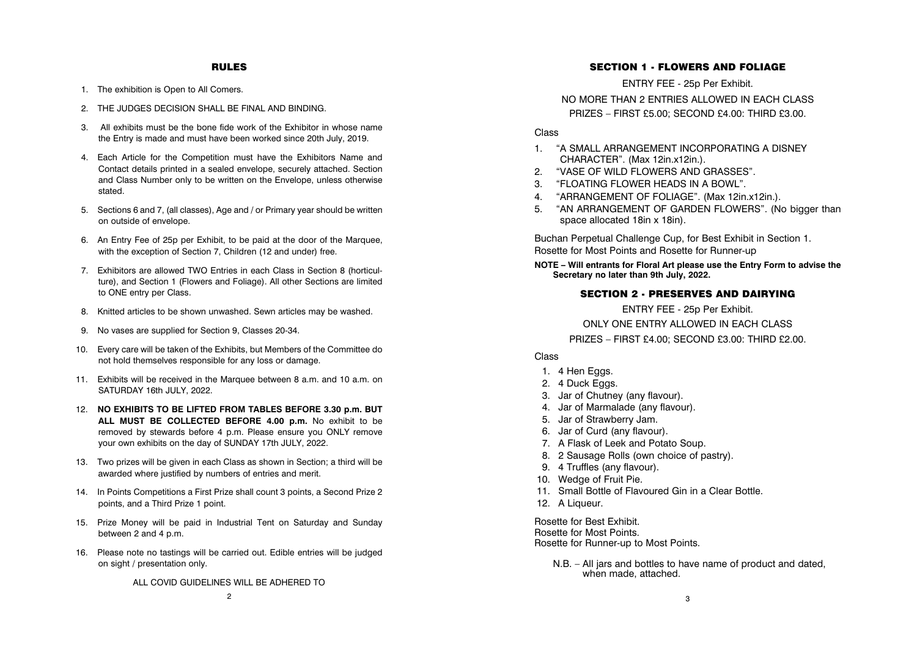## RULES

1. The exhibition is Open to All Comers.
2. THE JUDGES DECISION SHALL BE FINAL AND BINDING.
3. All exhibits must be the bone fide work of the Exhibitor in whose name the Entry is made and must have been worked since 20th July, 2019.
4. Each Article for the Competition must have the Exhibitors Name and Contact details printed in a sealed envelope, securely attached. Section and Class Number only to be written on the Envelope, unless otherwise stated.
5. Sections 6 and 7, (all classes), Age and / or Primary year should be written on outside of envelope.
6. An Entry Fee of 25p per Exhibit, to be paid at the door of the Marquee, with the exception of Section 7, Children (12 and under) free.
7. Exhibitors are allowed TWO Entries in each Class in Section 8 (horticulture), and Section 1 (Flowers and Foliage). All other Sections are limited to ONE entry per Class.
8. Knitted articles to be shown unwashed. Sewn articles may be washed.
9. No vases are supplied for Section 9, Classes 20-34.
10. Every care will be taken of the Exhibits, but Members of the Committee do not hold themselves responsible for any loss or damage.
11. Exhibits will be received in the Marquee between 8 a.m. and 10 a.m. on SATURDAY 16th JULY, 2022.
12. **NO EXHIBITS TO BE LIFTED FROM TABLES BEFORE 3.30 p.m. BUT ALL MUST BE COLLECTED BEFORE 4.00 p.m.** No exhibit to be removed by stewards before 4 p.m. Please ensure you ONLY remove your own exhibits on the day of SUNDAY 17th JULY, 2022.
13. Two prizes will be given in each Class as shown in Section; a third will be awarded where justified by numbers of entries and merit.
14. In Points Competitions a First Prize shall count 3 points, a Second Prize 2 points, and a Third Prize 1 point.
15. Prize Money will be paid in Industrial Tent on Saturday and Sunday between 2 and 4 p.m.
16. Please note no tastings will be carried out. Edible entries will be judged on sight / presentation only.

ALL COVID GUIDELINES WILL BE ADHERED TO

## SECTION 1 - FLOWERS AND FOLIAGE

ENTRY FEE - 25p Per Exhibit.

NO MORE THAN 2 ENTRIES ALLOWED IN EACH CLASS

PRIZES – FIRST £5.00; SECOND £4.00: THIRD £3.00.

Class

1. "A SMALL ARRANGEMENT INCORPORATING A DISNEY CHARACTER". (Max 12in.x12in.).
2. "VASE OF WILD FLOWERS AND GRASSES".
3. "FLOATING FLOWER HEADS IN A BOWL".
4. "ARRANGEMENT OF FOLIAGE". (Max 12in.x12in.).
5. "AN ARRANGEMENT OF GARDEN FLOWERS". (No bigger than space allocated 18in x 18in).

Buchan Perpetual Challenge Cup, for Best Exhibit in Section 1.
Rosette for Most Points and Rosette for Runner-up

**NOTE – Will entrants for Floral Art please use the Entry Form to advise the Secretary no later than 9th July, 2022.**

## SECTION 2 - PRESERVES AND DAIRYING

ENTRY FEE - 25p Per Exhibit.

ONLY ONE ENTRY ALLOWED IN EACH CLASS

PRIZES – FIRST £4.00; SECOND £3.00: THIRD £2.00.

Class

1. 4 Hen Eggs.
2. 4 Duck Eggs.
3. Jar of Chutney (any flavour).
4. Jar of Marmalade (any flavour).
5. Jar of Strawberry Jam.
6. Jar of Curd (any flavour).
7. A Flask of Leek and Potato Soup.
8. 2 Sausage Rolls (own choice of pastry).
9. 4 Truffles (any flavour).
10. Wedge of Fruit Pie.
11. Small Bottle of Flavoured Gin in a Clear Bottle.
12. A Liqueur.

Rosette for Best Exhibit.
Rosette for Most Points.
Rosette for Runner-up to Most Points.

N.B. – All jars and bottles to have name of product and dated, when made, attached.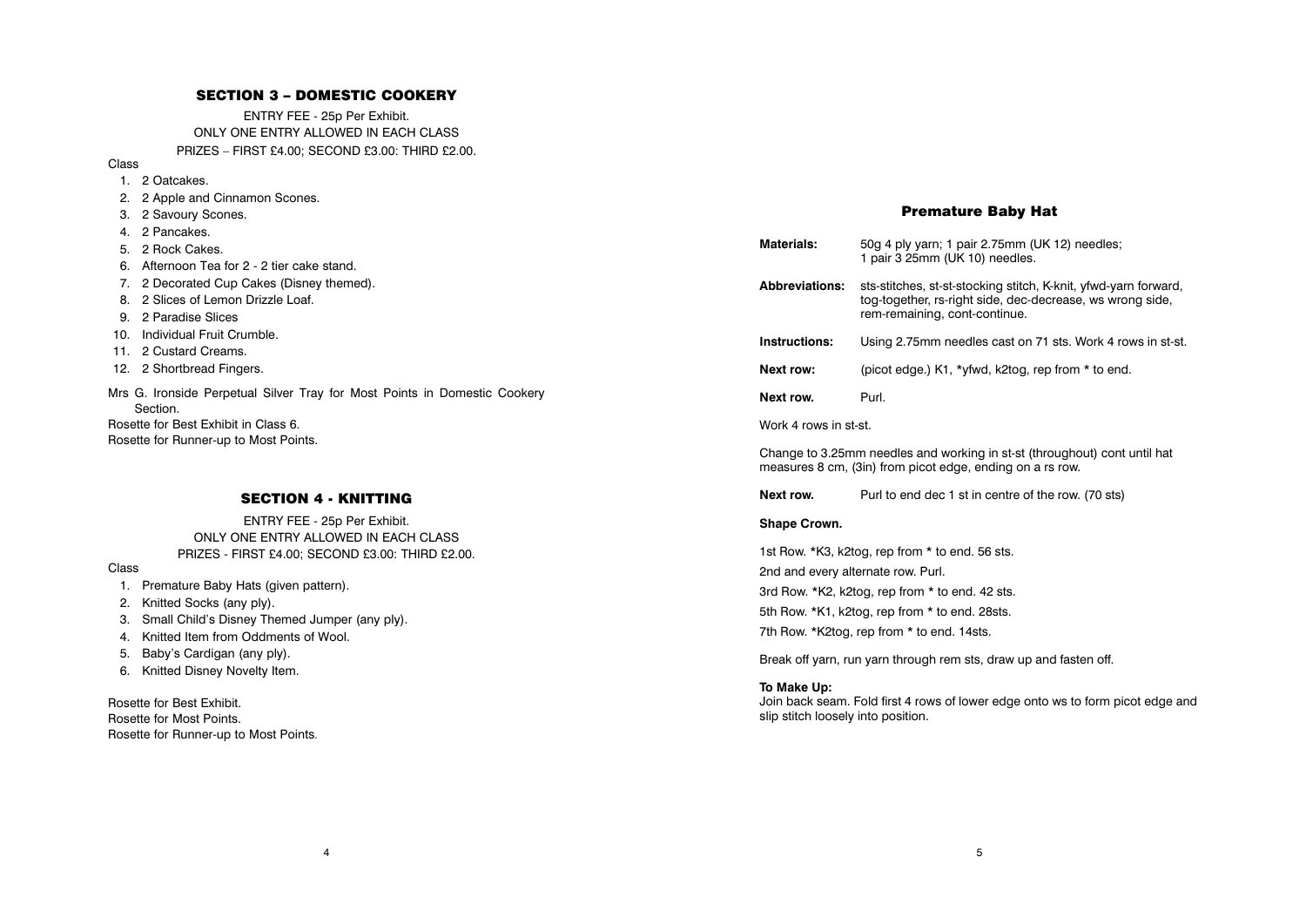## SECTION 3 – DOMESTIC COOKERY

ENTRY FEE - 25p Per Exhibit.
ONLY ONE ENTRY ALLOWED IN EACH CLASS
PRIZES – FIRST £4.00; SECOND £3.00: THIRD £2.00.

Class

1. 2 Oatcakes.
2. 2 Apple and Cinnamon Scones.
3. 2 Savoury Scones.
4. 2 Pancakes.
5. 2 Rock Cakes.
6. Afternoon Tea for 2 - 2 tier cake stand.
7. 2 Decorated Cup Cakes (Disney themed).
8. 2 Slices of Lemon Drizzle Loaf.
9. 2 Paradise Slices
10. Individual Fruit Crumble.
11. 2 Custard Creams.
12. 2 Shortbread Fingers.

Mrs G. Ironside Perpetual Silver Tray for Most Points in Domestic Cookery Section.
Rosette for Best Exhibit in Class 6.
Rosette for Runner-up to Most Points.

## SECTION 4 - KNITTING

ENTRY FEE - 25p Per Exhibit.
ONLY ONE ENTRY ALLOWED IN EACH CLASS
PRIZES - FIRST £4.00; SECOND £3.00: THIRD £2.00.

Class

1. Premature Baby Hats (given pattern).
2. Knitted Socks (any ply).
3. Small Child's Disney Themed Jumper (any ply).
4. Knitted Item from Oddments of Wool.
5. Baby's Cardigan (any ply).
6. Knitted Disney Novelty Item.

Rosette for Best Exhibit.
Rosette for Most Points.
Rosette for Runner-up to Most Points.

## Premature Baby Hat

**Materials:** 50g 4 ply yarn; 1 pair 2.75mm (UK 12) needles; 1 pair 3 25mm (UK 10) needles.

**Abbreviations:** sts-stitches, st-st-stocking stitch, K-knit, yfwd-yarn forward, tog-together, rs-right side, dec-decrease, ws wrong side, rem-remaining, cont-continue.

**Instructions:** Using 2.75mm needles cast on 71 sts. Work 4 rows in st-st.

**Next row:** (picot edge.) K1, *yfwd, k2tog, rep from * to end.

**Next row.** Purl.

Work 4 rows in st-st.

Change to 3.25mm needles and working in st-st (throughout) cont until hat measures 8 cm, (3in) from picot edge, ending on a rs row.

**Next row.** Purl to end dec 1 st in centre of the row. (70 sts)

**Shape Crown.**

1st Row. *K3, k2tog, rep from * to end. 56 sts.

2nd and every alternate row. Purl.

3rd Row. *K2, k2tog, rep from * to end. 42 sts.

5th Row. *K1, k2tog, rep from * to end. 28sts.

7th Row. *K2tog, rep from * to end. 14sts.

Break off yarn, run yarn through rem sts, draw up and fasten off.

**To Make Up:**
Join back seam. Fold first 4 rows of lower edge onto ws to form picot edge and slip stitch loosely into position.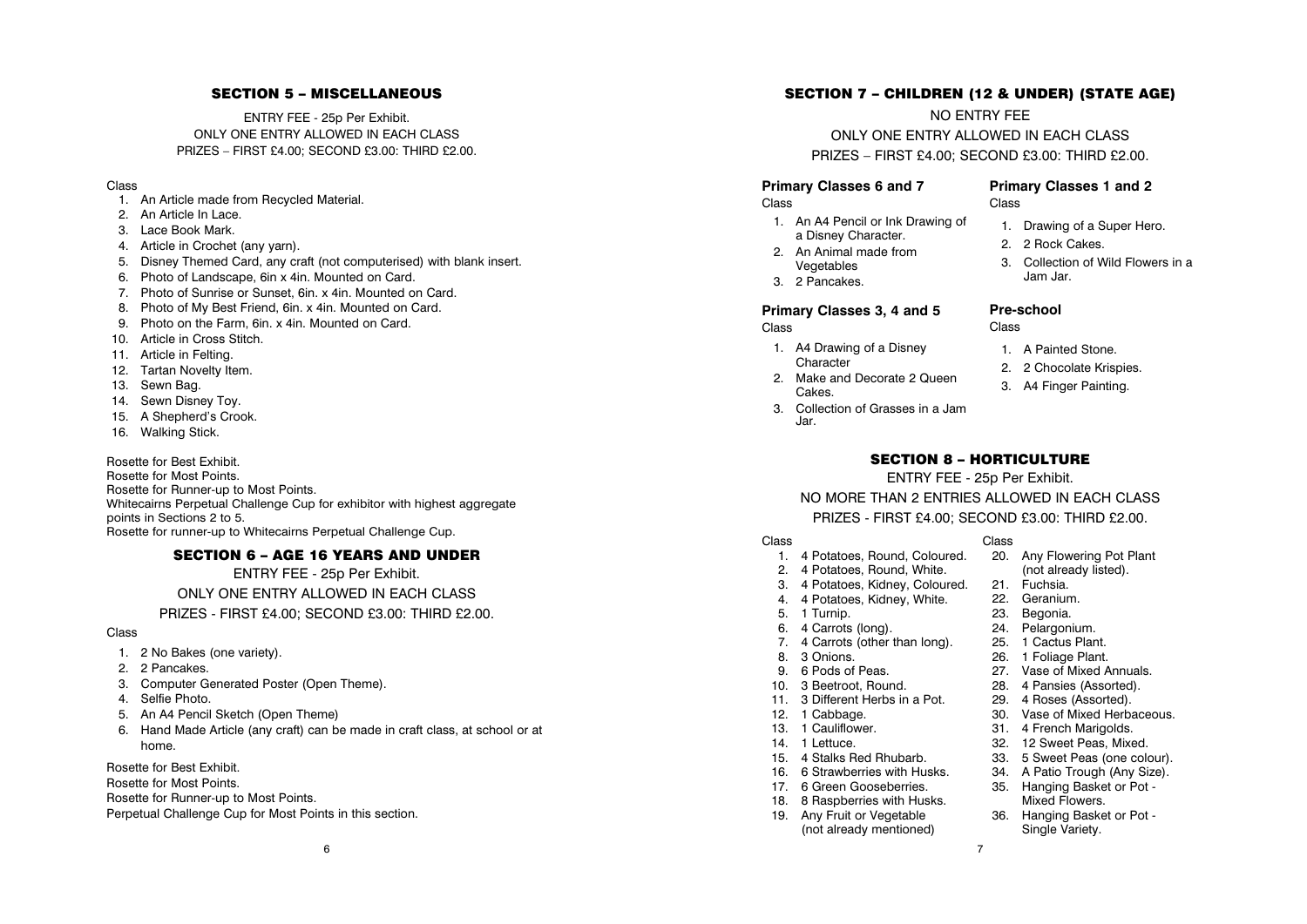## SECTION 5 – MISCELLANEOUS

ENTRY FEE - 25p Per Exhibit.
ONLY ONE ENTRY ALLOWED IN EACH CLASS
PRIZES – FIRST £4.00; SECOND £3.00: THIRD £2.00.

Class

1. An Article made from Recycled Material.
2. An Article In Lace.
3. Lace Book Mark.
4. Article in Crochet (any yarn).
5. Disney Themed Card, any craft (not computerised) with blank insert.
6. Photo of Landscape, 6in x 4in. Mounted on Card.
7. Photo of Sunrise or Sunset, 6in. x 4in. Mounted on Card.
8. Photo of My Best Friend, 6in. x 4in. Mounted on Card.
9. Photo on the Farm, 6in. x 4in. Mounted on Card.
10. Article in Cross Stitch.
11. Article in Felting.
12. Tartan Novelty Item.
13. Sewn Bag.
14. Sewn Disney Toy.
15. A Shepherd's Crook.
16. Walking Stick.

Rosette for Best Exhibit.
Rosette for Most Points.
Rosette for Runner-up to Most Points.
Whitecairns Perpetual Challenge Cup for exhibitor with highest aggregate points in Sections 2 to 5.
Rosette for runner-up to Whitecairns Perpetual Challenge Cup.

## SECTION 6 – AGE 16 YEARS AND UNDER

ENTRY FEE - 25p Per Exhibit.
ONLY ONE ENTRY ALLOWED IN EACH CLASS
PRIZES - FIRST £4.00; SECOND £3.00: THIRD £2.00.

Class

1. 2 No Bakes (one variety).
2. 2 Pancakes.
3. Computer Generated Poster (Open Theme).
4. Selfie Photo.
5. An A4 Pencil Sketch (Open Theme)
6. Hand Made Article (any craft) can be made in craft class, at school or at home.

Rosette for Best Exhibit.
Rosette for Most Points.
Rosette for Runner-up to Most Points.
Perpetual Challenge Cup for Most Points in this section.

## SECTION 7 – CHILDREN (12 & UNDER) (STATE AGE)

NO ENTRY FEE
ONLY ONE ENTRY ALLOWED IN EACH CLASS
PRIZES – FIRST £4.00; SECOND £3.00: THIRD £2.00.

### Primary Classes 6 and 7

Class

1. An A4 Pencil or Ink Drawing of a Disney Character.
2. An Animal made from Vegetables
3. 2 Pancakes.

### Primary Classes 3, 4 and 5

Class

1. A4 Drawing of a Disney Character
2. Make and Decorate 2 Queen Cakes.
3. Collection of Grasses in a Jam Jar.

### Primary Classes 1 and 2

Class

1. Drawing of a Super Hero.
2. 2 Rock Cakes.
3. Collection of Wild Flowers in a Jam Jar.

### Pre-school

Class

1. A Painted Stone.
2. 2 Chocolate Krispies.
3. A4 Finger Painting.

## SECTION 8 – HORTICULTURE

ENTRY FEE - 25p Per Exhibit.
NO MORE THAN 2 ENTRIES ALLOWED IN EACH CLASS
PRIZES - FIRST £4.00; SECOND £3.00: THIRD £2.00.

Class

1. 4 Potatoes, Round, Coloured.
2. 4 Potatoes, Round, White.
3. 4 Potatoes, Kidney, Coloured.
4. 4 Potatoes, Kidney, White.
5. 1 Turnip.
6. 4 Carrots (long).
7. 4 Carrots (other than long).
8. 3 Onions.
9. 6 Pods of Peas.
10. 3 Beetroot, Round.
11. 3 Different Herbs in a Pot.
12. 1 Cabbage.
13. 1 Cauliflower.
14. 1 Lettuce.
15. 4 Stalks Red Rhubarb.
16. 6 Strawberries with Husks.
17. 6 Green Gooseberries.
18. 8 Raspberries with Husks.
19. Any Fruit or Vegetable (not already mentioned)
20. Any Flowering Pot Plant (not already listed).
21. Fuchsia.
22. Geranium.
23. Begonia.
24. Pelargonium.
25. 1 Cactus Plant.
26. 1 Foliage Plant.
27. Vase of Mixed Annuals.
28. 4 Pansies (Assorted).
29. 4 Roses (Assorted).
30. Vase of Mixed Herbaceous.
31. 4 French Marigolds.
32. 12 Sweet Peas, Mixed.
33. 5 Sweet Peas (one colour).
34. A Patio Trough (Any Size).
35. Hanging Basket or Pot - Mixed Flowers.
36. Hanging Basket or Pot - Single Variety.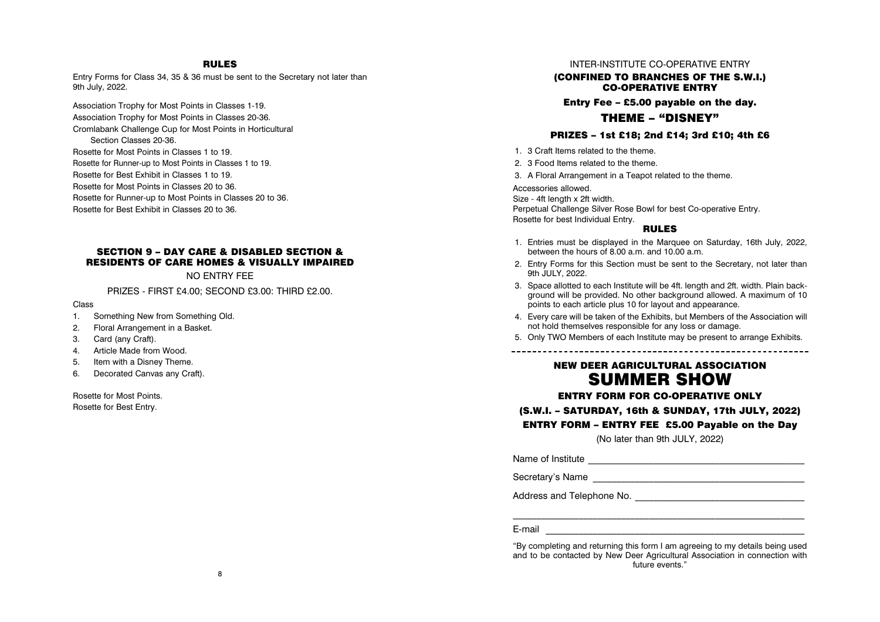## RULES

Entry Forms for Class 34, 35 & 36 must be sent to the Secretary not later than 9th July, 2022.

Association Trophy for Most Points in Classes 1-19.
Association Trophy for Most Points in Classes 20-36.
Cromlabank Challenge Cup for Most Points in Horticultural Section Classes 20-36.
Rosette for Most Points in Classes 1 to 19.
Rosette for Runner-up to Most Points in Classes 1 to 19.
Rosette for Best Exhibit in Classes 1 to 19.
Rosette for Most Points in Classes 20 to 36.
Rosette for Runner-up to Most Points in Classes 20 to 36.
Rosette for Best Exhibit in Classes 20 to 36.

## SECTION 9 – DAY CARE & DISABLED SECTION & RESIDENTS OF CARE HOMES & VISUALLY IMPAIRED

NO ENTRY FEE

PRIZES - FIRST £4.00; SECOND £3.00: THIRD £2.00.

Class

1. Something New from Something Old.
2. Floral Arrangement in a Basket.
3. Card (any Craft).
4. Article Made from Wood.
5. Item with a Disney Theme.
6. Decorated Canvas any Craft).

Rosette for Most Points.
Rosette for Best Entry.

INTER-INSTITUTE CO-OPERATIVE ENTRY

**(CONFINED TO BRANCHES OF THE S.W.I.) CO-OPERATIVE ENTRY**

**Entry Fee – £5.00 payable on the day.**

## THEME – "DISNEY"

**PRIZES – 1st £18; 2nd £14; 3rd £10; 4th £6**

1. 3 Craft Items related to the theme.
2. 3 Food Items related to the theme.
3. A Floral Arrangement in a Teapot related to the theme.

Accessories allowed.
Size - 4ft length x 2ft width.
Perpetual Challenge Silver Rose Bowl for best Co-operative Entry.
Rosette for best Individual Entry.

## RULES

1. Entries must be displayed in the Marquee on Saturday, 16th July, 2022, between the hours of 8.00 a.m. and 10.00 a.m.
2. Entry Forms for this Section must be sent to the Secretary, not later than 9th JULY, 2022.
3. Space allotted to each Institute will be 4ft. length and 2ft. width. Plain background will be provided. No other background allowed. A maximum of 10 points to each article plus 10 for layout and appearance.
4. Every care will be taken of the Exhibits, but Members of the Association will not hold themselves responsible for any loss or damage.
5. Only TWO Members of each Institute may be present to arrange Exhibits.

---

## NEW DEER AGRICULTURAL ASSOCIATION
# SUMMER SHOW

**ENTRY FORM FOR CO-OPERATIVE ONLY**

**(S.W.I. – SATURDAY, 16th & SUNDAY, 17th JULY, 2022)**

**ENTRY FORM – ENTRY FEE £5.00 Payable on the Day**

(No later than 9th JULY, 2022)

Name of Institute ________________________________________

Secretary's Name ________________________________________

Address and Telephone No. ________________________________

__________________________________________________________

E-mail ___________________________________________________

"By completing and returning this form I am agreeing to my details being used and to be contacted by New Deer Agricultural Association in connection with future events."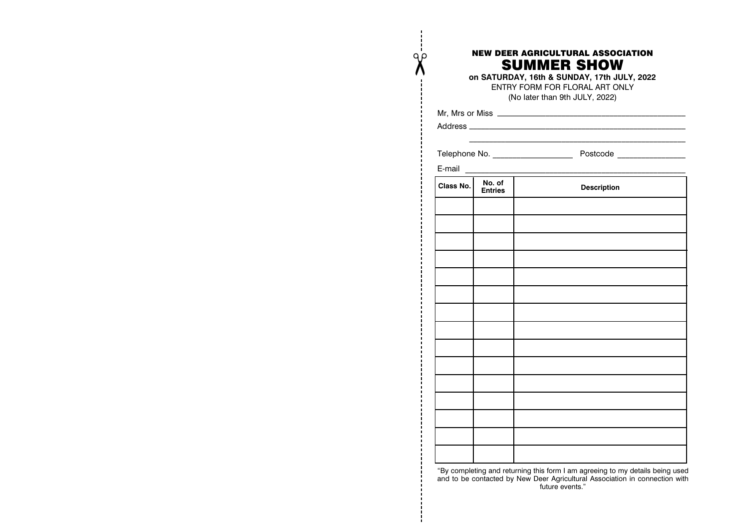**NEW DEER AGRICULTURAL ASSOCIATION**

# SUMMER SHOW

**on SATURDAY, 16th & SUNDAY, 17th JULY, 2022**

ENTRY FORM FOR FLORAL ART ONLY

(No later than 9th JULY, 2022)

Mr, Mrs or Miss ______________________________

Address ______________________________

______________________________

Telephone No. ________________ Postcode ______________

E-mail ______________________________

| Class No. | No. of Entries | Description |
|---|---|---|
| | | |
| | | |
| | | |
| | | |
| | | |
| | | |
| | | |
| | | |
| | | |
| | | |
| | | |
| | | |
| | | |
| | | |
| | | |

"By completing and returning this form I am agreeing to my details being used and to be contacted by New Deer Agricultural Association in connection with future events."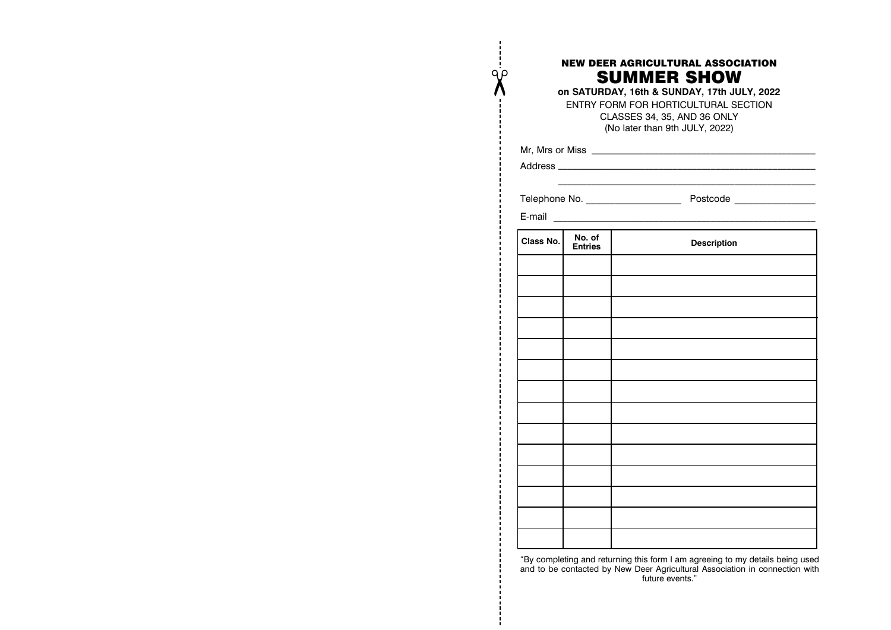**NEW DEER AGRICULTURAL ASSOCIATION**

# SUMMER SHOW

**on SATURDAY, 16th & SUNDAY, 17th JULY, 2022**

ENTRY FORM FOR HORTICULTURAL SECTION

CLASSES 34, 35, AND 36 ONLY

(No later than 9th JULY, 2022)

Mr, Mrs or Miss ____________________________________________

Address ________________________________________________

________________________________________________

Telephone No. __________________ Postcode _______________

E-mail ________________________________________________

| Class No. | No. of Entries | Description |
|---|---|---|
| | | |
| | | |
| | | |
| | | |
| | | |
| | | |
| | | |
| | | |
| | | |
| | | |
| | | |
| | | |
| | | |
| | | |

"By completing and returning this form I am agreeing to my details being used and to be contacted by New Deer Agricultural Association in connection with future events."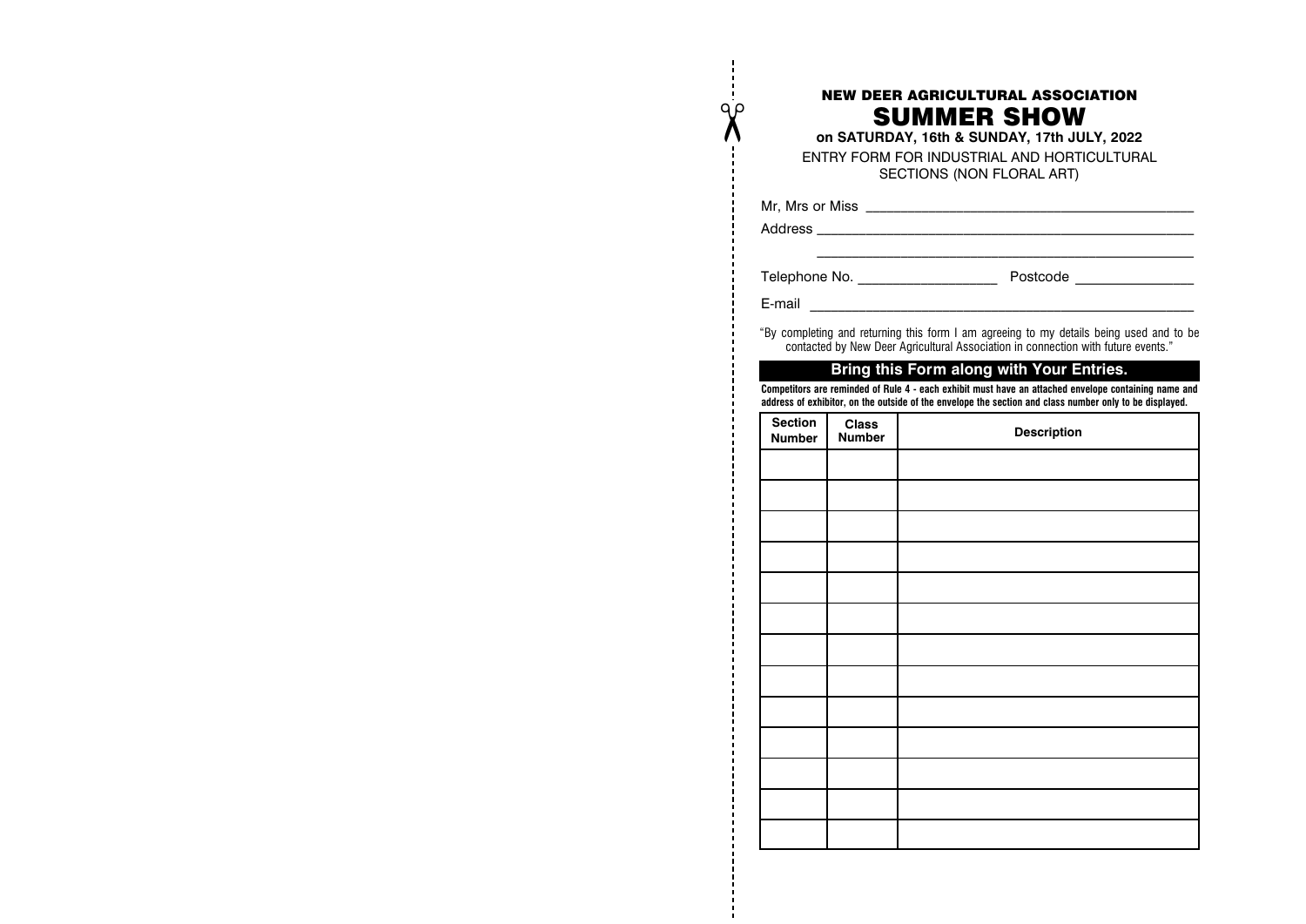# NEW DEER AGRICULTURAL ASSOCIATION

## SUMMER SHOW

**on SATURDAY, 16th & SUNDAY, 17th JULY, 2022**

ENTRY FORM FOR INDUSTRIAL AND HORTICULTURAL SECTIONS (NON FLORAL ART)

Mr, Mrs or Miss ________________________________________

Address ________________________________________

________________________________________

Telephone No. __________________ Postcode _______________

E-mail ________________________________________

"By completing and returning this form I am agreeing to my details being used and to be contacted by New Deer Agricultural Association in connection with future events."

**Bring this Form along with Your Entries.**

**Competitors are reminded of Rule 4 - each exhibit must have an attached envelope containing name and address of exhibitor, on the outside of the envelope the section and class number only to be displayed.**

| Section Number | Class Number | Description |
|---|---|---|
| | | |
| | | |
| | | |
| | | |
| | | |
| | | |
| | | |
| | | |
| | | |
| | | |
| | | |
| | | |
| | | |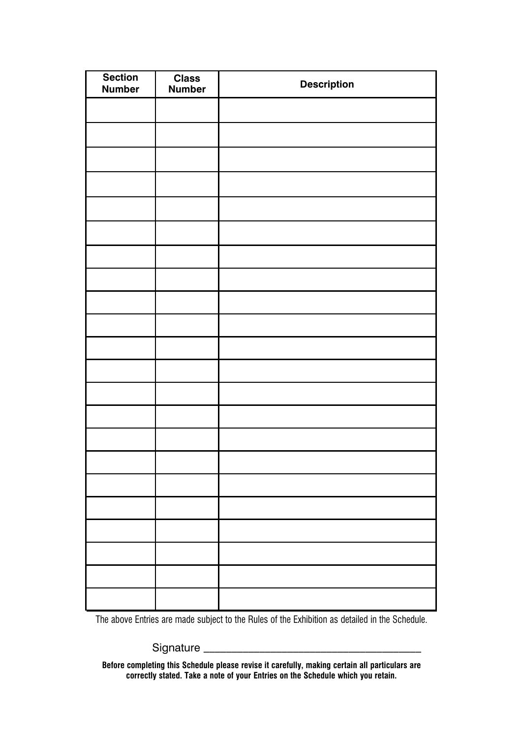| Section Number | Class Number | Description |
|---|---|---|
| | | |
| | | |
| | | |
| | | |
| | | |
| | | |
| | | |
| | | |
| | | |
| | | |
| | | |
| | | |
| | | |
| | | |
| | | |
| | | |
| | | |
| | | |
| | | |
| | | |
| | | |
| | | |

The above Entries are made subject to the Rules of the Exhibition as detailed in the Schedule.

Signature ___________________________________

**Before completing this Schedule please revise it carefully, making certain all particulars are correctly stated. Take a note of your Entries on the Schedule which you retain.**